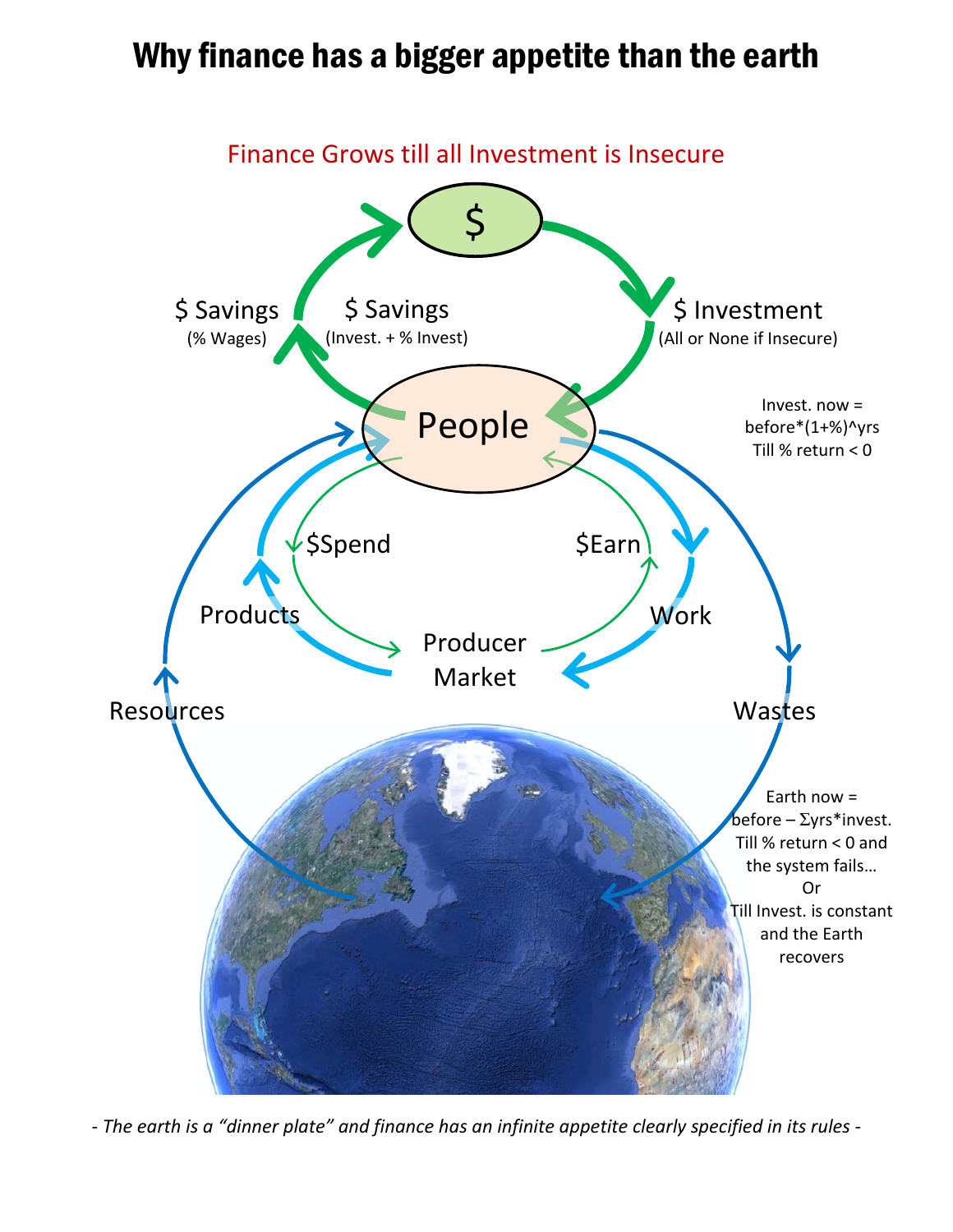# Why finance has a bigger appetite than the earth

Finance Grows till all Investment is Insecure

$

$ Savings
(% Wages)

$ Savings
(Invest. + % Invest)

$ Investment
(All or None if Insecure)

People

Invest. now = before*(1+%)^yrs
Till % return < 0

$Spend

$Earn

Products

Work

Producer Market

Resources

Wastes

Earth now = before – Σyrs*invest.
Till % return < 0 and the system fails…
Or
Till Invest. is constant and the Earth recovers

*- The earth is a "dinner plate" and finance has an infinite appetite clearly specified in its rules -*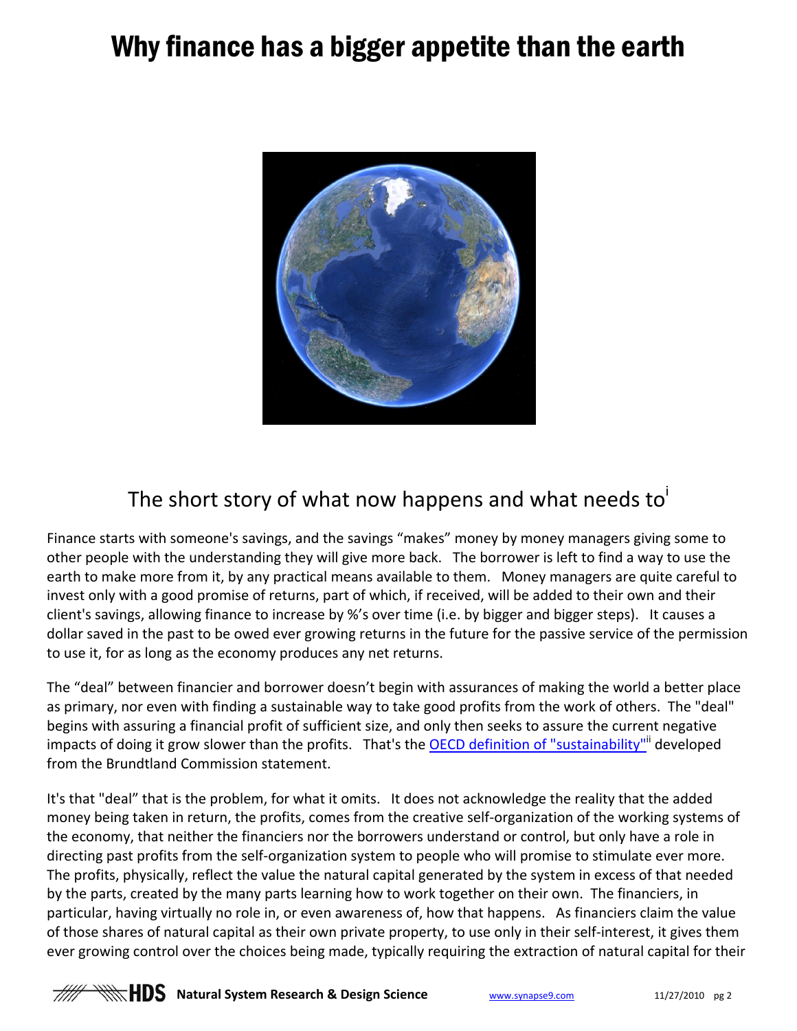# Why finance has a bigger appetite than the earth

## The short story of what now happens and what needs to[i]

Finance starts with someone's savings, and the savings "makes" money by money managers giving some to other people with the understanding they will give more back. The borrower is left to find a way to use the earth to make more from it, by any practical means available to them. Money managers are quite careful to invest only with a good promise of returns, part of which, if received, will be added to their own and their client's savings, allowing finance to increase by %'s over time (i.e. by bigger and bigger steps). It causes a dollar saved in the past to be owed ever growing returns in the future for the passive service of the permission to use it, for as long as the economy produces any net returns.

The "deal" between financier and borrower doesn't begin with assurances of making the world a better place as primary, nor even with finding a sustainable way to take good profits from the work of others. The "deal" begins with assuring a financial profit of sufficient size, and only then seeks to assure the current negative impacts of doing it grow slower than the profits. That's the OECD definition of "sustainability"[ii] developed from the Brundtland Commission statement.

It's that "deal" that is the problem, for what it omits. It does not acknowledge the reality that the added money being taken in return, the profits, comes from the creative self-organization of the working systems of the economy, that neither the financiers nor the borrowers understand or control, but only have a role in directing past profits from the self-organization system to people who will promise to stimulate ever more. The profits, physically, reflect the value the natural capital generated by the system in excess of that needed by the parts, created by the many parts learning how to work together on their own. The financiers, in particular, having virtually no role in, or even awareness of, how that happens. As financiers claim the value of those shares of natural capital as their own private property, to use only in their self-interest, it gives them ever growing control over the choices being made, typically requiring the extraction of natural capital for their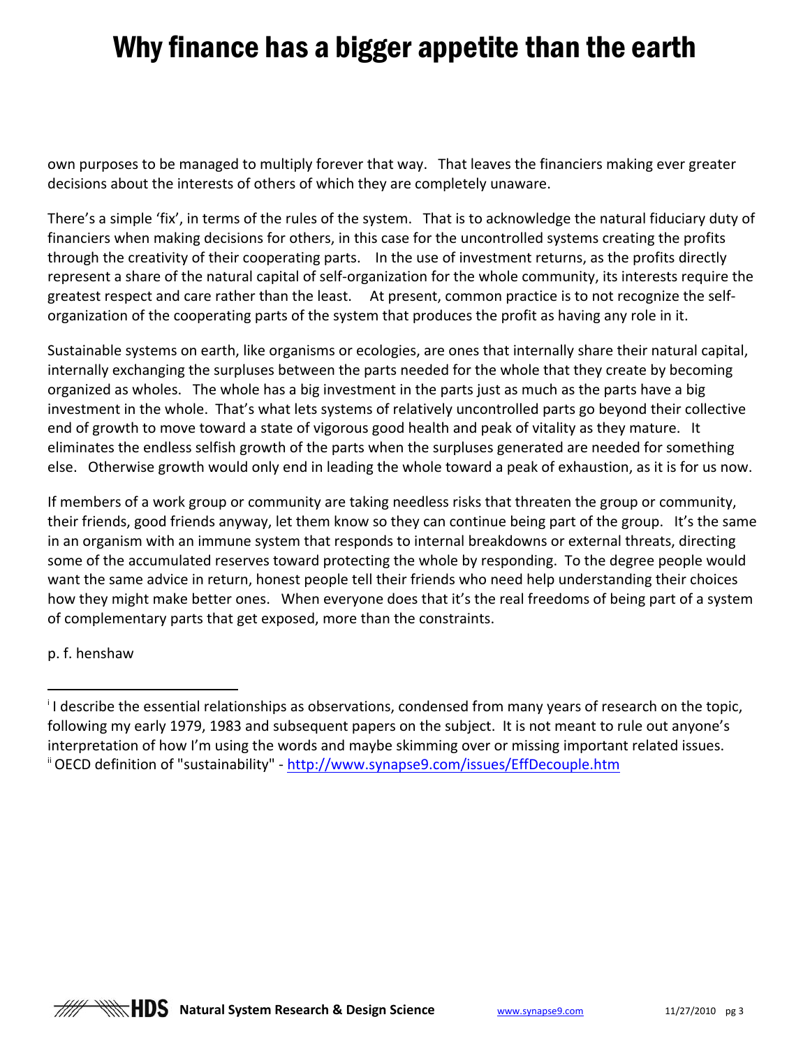own purposes to be managed to multiply forever that way. That leaves the financiers making ever greater decisions about the interests of others of which they are completely unaware.

There's a simple 'fix', in terms of the rules of the system. That is to acknowledge the natural fiduciary duty of financiers when making decisions for others, in this case for the uncontrolled systems creating the profits through the creativity of their cooperating parts. In the use of investment returns, as the profits directly represent a share of the natural capital of self-organization for the whole community, its interests require the greatest respect and care rather than the least. At present, common practice is to not recognize the self-organization of the cooperating parts of the system that produces the profit as having any role in it.

Sustainable systems on earth, like organisms or ecologies, are ones that internally share their natural capital, internally exchanging the surpluses between the parts needed for the whole that they create by becoming organized as wholes. The whole has a big investment in the parts just as much as the parts have a big investment in the whole. That's what lets systems of relatively uncontrolled parts go beyond their collective end of growth to move toward a state of vigorous good health and peak of vitality as they mature. It eliminates the endless selfish growth of the parts when the surpluses generated are needed for something else. Otherwise growth would only end in leading the whole toward a peak of exhaustion, as it is for us now.

If members of a work group or community are taking needless risks that threaten the group or community, their friends, good friends anyway, let them know so they can continue being part of the group. It's the same in an organism with an immune system that responds to internal breakdowns or external threats, directing some of the accumulated reserves toward protecting the whole by responding. To the degree people would want the same advice in return, honest people tell their friends who need help understanding their choices how they might make better ones. When everyone does that it's the real freedoms of being part of a system of complementary parts that get exposed, more than the constraints.

p. f. henshaw

---

[i] I describe the essential relationships as observations, condensed from many years of research on the topic, following my early 1979, 1983 and subsequent papers on the subject. It is not meant to rule out anyone's interpretation of how I'm using the words and maybe skimming over or missing important related issues.

[ii] OECD definition of "sustainability" - http://www.synapse9.com/issues/EffDecouple.htm